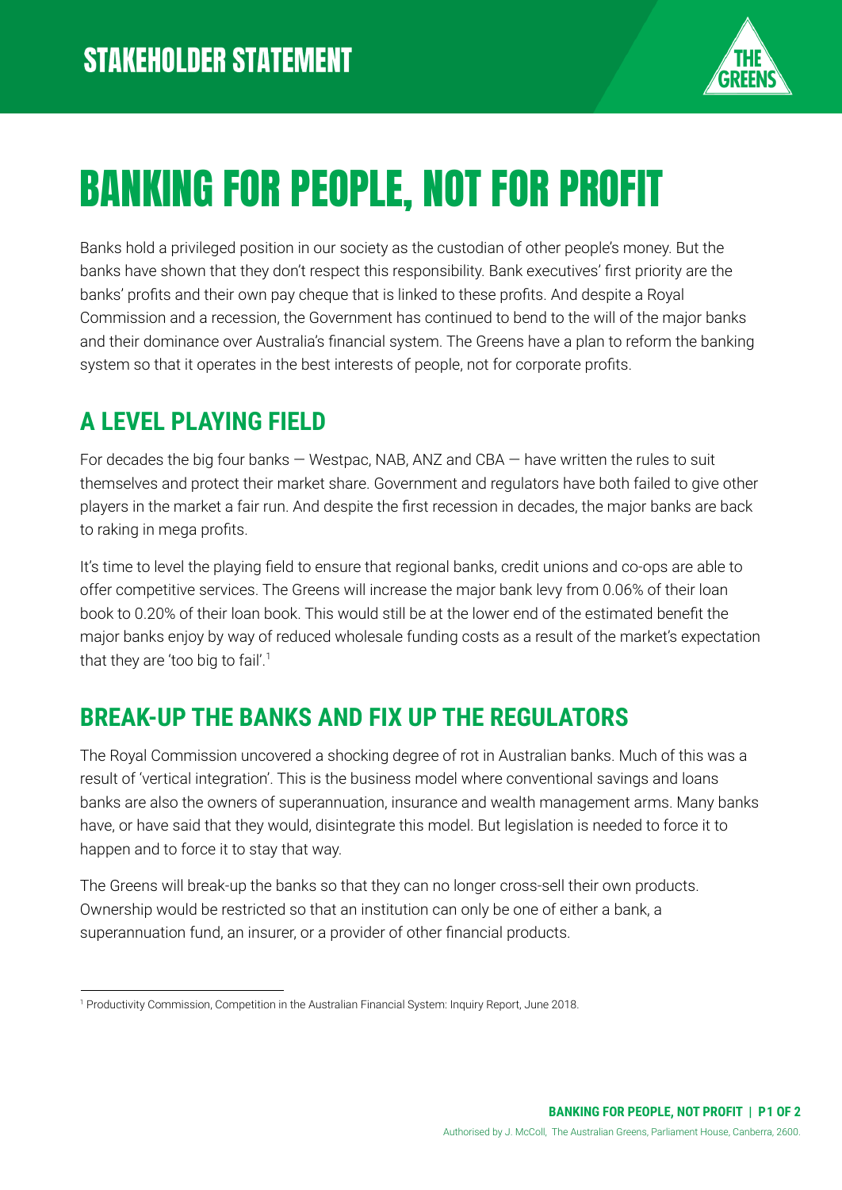STAKEHOLDER STATEMENT

# BANKING FOR PEOPLE, NOT FOR PROFIT

Banks hold a privileged position in our society as the custodian of other people's money. But the banks have shown that they don't respect this responsibility. Bank executives' first priority are the banks' profits and their own pay cheque that is linked to these profits. And despite a Royal Commission and a recession, the Government has continued to bend to the will of the major banks and their dominance over Australia's financial system. The Greens have a plan to reform the banking system so that it operates in the best interests of people, not for corporate profits.

## A LEVEL PLAYING FIELD

For decades the big four banks — Westpac, NAB, ANZ and CBA — have written the rules to suit themselves and protect their market share. Government and regulators have both failed to give other players in the market a fair run. And despite the first recession in decades, the major banks are back to raking in mega profits.

It's time to level the playing field to ensure that regional banks, credit unions and co-ops are able to offer competitive services. The Greens will increase the major bank levy from 0.06% of their loan book to 0.20% of their loan book. This would still be at the lower end of the estimated benefit the major banks enjoy by way of reduced wholesale funding costs as a result of the market's expectation that they are 'too big to fail'.[1]

## BREAK-UP THE BANKS AND FIX UP THE REGULATORS

The Royal Commission uncovered a shocking degree of rot in Australian banks. Much of this was a result of 'vertical integration'. This is the business model where conventional savings and loans banks are also the owners of superannuation, insurance and wealth management arms. Many banks have, or have said that they would, disintegrate this model. But legislation is needed to force it to happen and to force it to stay that way.

The Greens will break-up the banks so that they can no longer cross-sell their own products. Ownership would be restricted so that an institution can only be one of either a bank, a superannuation fund, an insurer, or a provider of other financial products.

[1] Productivity Commission, Competition in the Australian Financial System: Inquiry Report, June 2018.

Authorised by J. McColl, The Australian Greens, Parliament House, Canberra, 2600.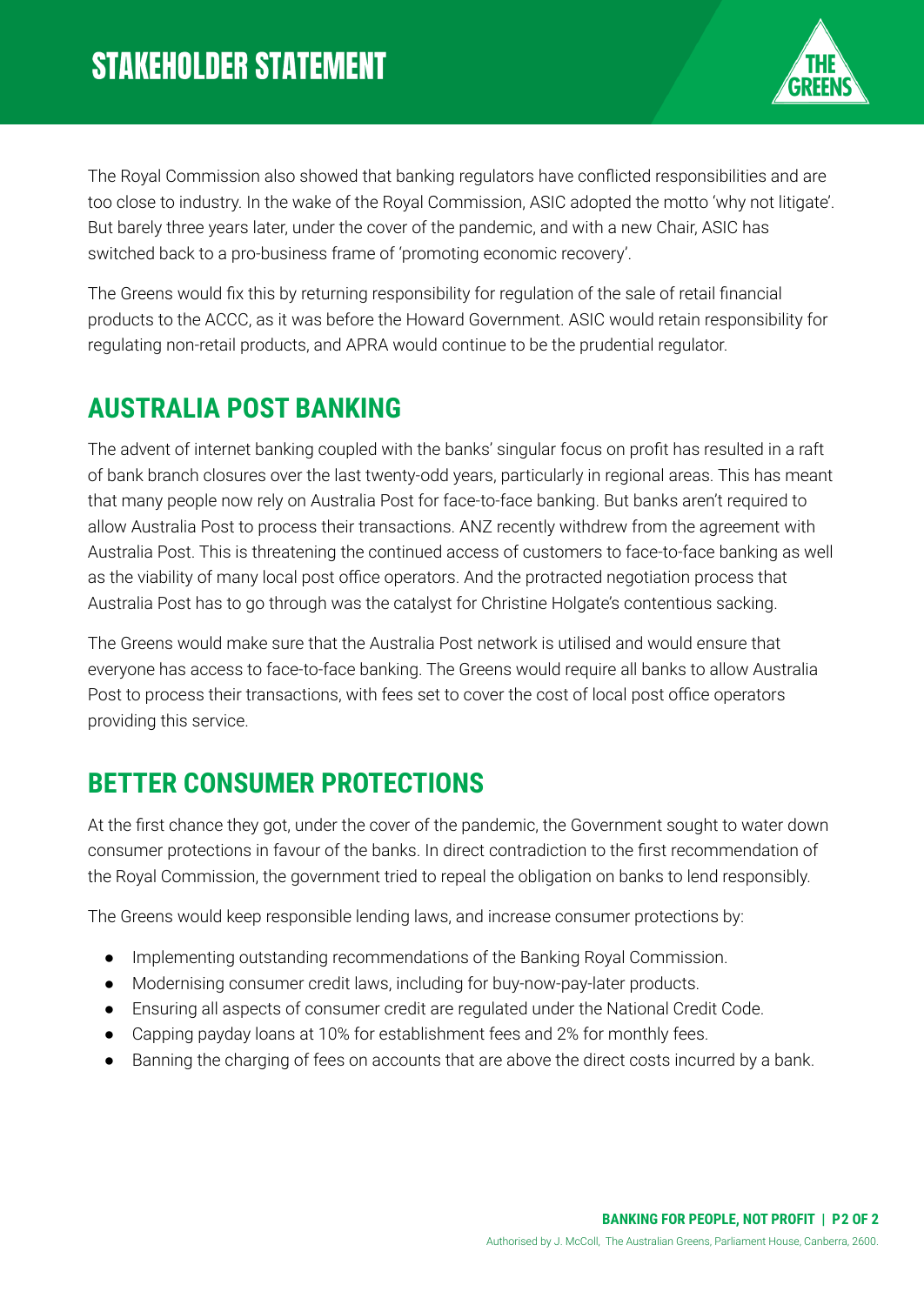The Royal Commission also showed that banking regulators have conflicted responsibilities and are too close to industry. In the wake of the Royal Commission, ASIC adopted the motto 'why not litigate'. But barely three years later, under the cover of the pandemic, and with a new Chair, ASIC has switched back to a pro-business frame of 'promoting economic recovery'.

The Greens would fix this by returning responsibility for regulation of the sale of retail financial products to the ACCC, as it was before the Howard Government. ASIC would retain responsibility for regulating non-retail products, and APRA would continue to be the prudential regulator.

## AUSTRALIA POST BANKING

The advent of internet banking coupled with the banks' singular focus on profit has resulted in a raft of bank branch closures over the last twenty-odd years, particularly in regional areas. This has meant that many people now rely on Australia Post for face-to-face banking. But banks aren't required to allow Australia Post to process their transactions. ANZ recently withdrew from the agreement with Australia Post. This is threatening the continued access of customers to face-to-face banking as well as the viability of many local post office operators. And the protracted negotiation process that Australia Post has to go through was the catalyst for Christine Holgate's contentious sacking.

The Greens would make sure that the Australia Post network is utilised and would ensure that everyone has access to face-to-face banking. The Greens would require all banks to allow Australia Post to process their transactions, with fees set to cover the cost of local post office operators providing this service.

## BETTER CONSUMER PROTECTIONS

At the first chance they got, under the cover of the pandemic, the Government sought to water down consumer protections in favour of the banks. In direct contradiction to the first recommendation of the Royal Commission, the government tried to repeal the obligation on banks to lend responsibly.

The Greens would keep responsible lending laws, and increase consumer protections by:

- Implementing outstanding recommendations of the Banking Royal Commission.
- Modernising consumer credit laws, including for buy-now-pay-later products.
- Ensuring all aspects of consumer credit are regulated under the National Credit Code.
- Capping payday loans at 10% for establishment fees and 2% for monthly fees.
- Banning the charging of fees on accounts that are above the direct costs incurred by a bank.

Authorised by J. McColl, The Australian Greens, Parliament House, Canberra, 2600.